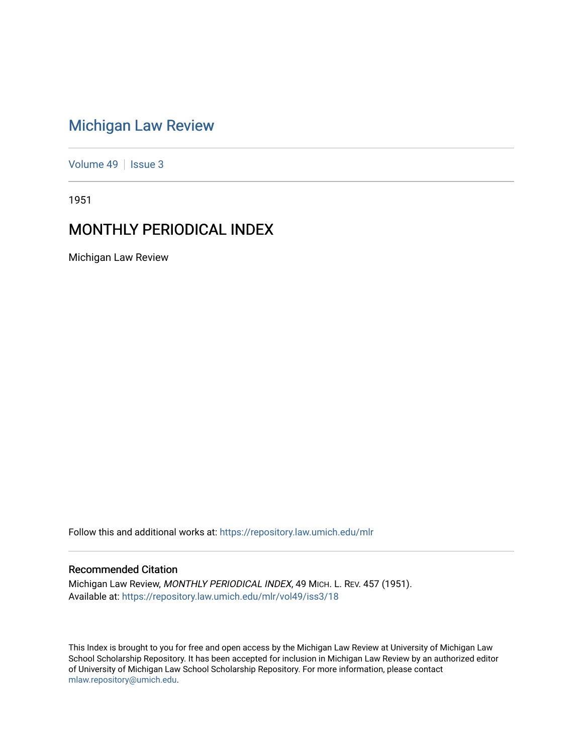# Michigan Law Review

Volume 49 | Issue 3

1951

## MONTHLY PERIODICAL INDEX

Michigan Law Review

Follow this and additional works at: https://repository.law.umich.edu/mlr

### Recommended Citation

Michigan Law Review, *MONTHLY PERIODICAL INDEX*, 49 Mich. L. Rev. 457 (1951).
Available at: https://repository.law.umich.edu/mlr/vol49/iss3/18

This Index is brought to you for free and open access by the Michigan Law Review at University of Michigan Law School Scholarship Repository. It has been accepted for inclusion in Michigan Law Review by an authorized editor of University of Michigan Law School Scholarship Repository. For more information, please contact mlaw.repository@umich.edu.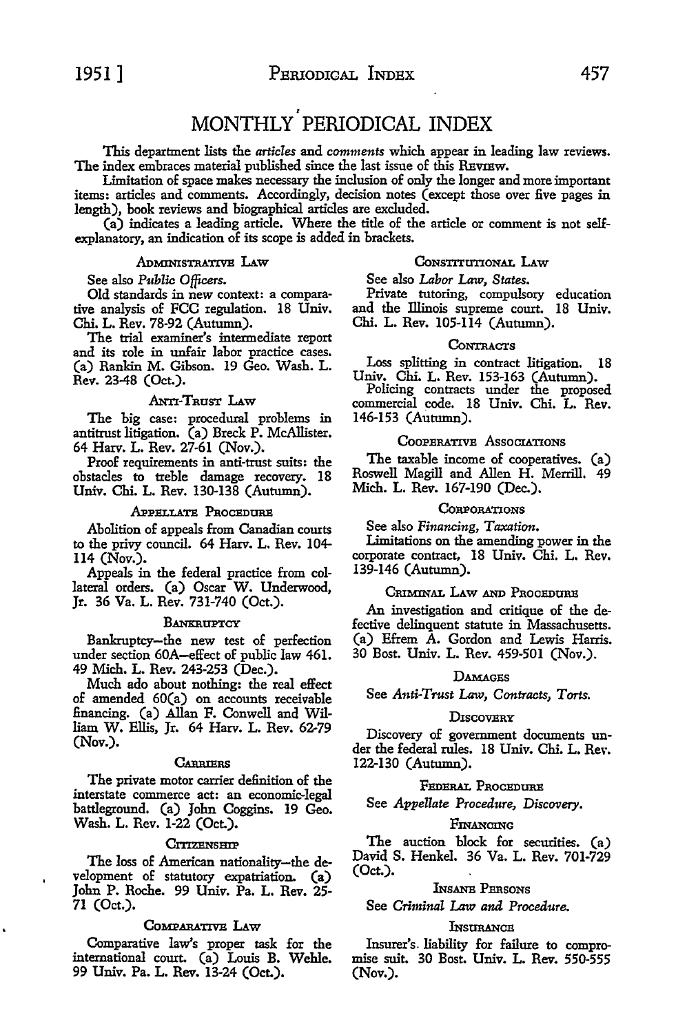# MONTHLY PERIODICAL INDEX

This department lists the *articles* and *comments* which appear in leading law reviews. The index embraces material published since the last issue of this REVIEW.

Limitation of space makes necessary the inclusion of only the longer and more important items: articles and comments. Accordingly, decision notes (except those over five pages in length), book reviews and biographical articles are excluded.

(a) indicates a leading article. Where the title of the article or comment is not self-explanatory, an indication of its scope is added in brackets.

### ADMINISTRATIVE LAW

See also *Public Officers*.

Old standards in new context: a comparative analysis of FCC regulation. 18 Univ. Chi. L. Rev. 78-92 (Autumn).

The trial examiner's intermediate report and its role in unfair labor practice cases. (a) Rankin M. Gibson. 19 Geo. Wash. L. Rev. 23-48 (Oct.).

### ANTI-TRUST LAW

The big case: procedural problems in antitrust litigation. (a) Breck P. McAllister. 64 Harv. L. Rev. 27-61 (Nov.).

Proof requirements in anti-trust suits: the obstacles to treble damage recovery. 18 Univ. Chi. L. Rev. 130-138 (Autumn).

### APPELLATE PROCEDURE

Abolition of appeals from Canadian courts to the privy council. 64 Harv. L. Rev. 104-114 (Nov.).

Appeals in the federal practice from collateral orders. (a) Oscar W. Underwood, Jr. 36 Va. L. Rev. 731-740 (Oct.).

### BANKRUPTCY

Bankruptcy—the new test of perfection under section 60A—effect of public law 461. 49 Mich. L. Rev. 243-253 (Dec.).

Much ado about nothing: the real effect of amended 60(a) on accounts receivable financing. (a) Allan F. Conwell and William W. Ellis, Jr. 64 Harv. L. Rev. 62-79 (Nov.).

### CARRIERS

The private motor carrier definition of the interstate commerce act: an economic-legal battleground. (a) John Coggins. 19 Geo. Wash. L. Rev. 1-22 (Oct.).

### CITIZENSHIP

The loss of American nationality—the development of statutory expatriation. (a) John P. Roche. 99 Univ. Pa. L. Rev. 25-71 (Oct.).

### COMPARATIVE LAW

Comparative law's proper task for the international court. (a) Louis B. Wehle. 99 Univ. Pa. L. Rev. 13-24 (Oct.).

### CONSTITUTIONAL LAW

See also *Labor Law, States*.

Private tutoring, compulsory education and the Illinois supreme court. 18 Univ. Chi. L. Rev. 105-114 (Autumn).

### CONTRACTS

Loss splitting in contract litigation. 18 Univ. Chi. L. Rev. 153-163 (Autumn).

Policing contracts under the proposed commercial code. 18 Univ. Chi. L. Rev. 146-153 (Autumn).

### COOPERATIVE ASSOCIATIONS

The taxable income of cooperatives. (a) Roswell Magill and Allen H. Merrill. 49 Mich. L. Rev. 167-190 (Dec.).

### CORPORATIONS

See also *Financing, Taxation*.

Limitations on the amending power in the corporate contract, 18 Univ. Chi. L. Rev. 139-146 (Autumn).

### CRIMINAL LAW AND PROCEDURE

An investigation and critique of the defective delinquent statute in Massachusetts. (a) Effrem A. Gordon and Lewis Harris. 30 Bost. Univ. L. Rev. 459-501 (Nov.).

### DAMAGES

See *Anti-Trust Law, Contracts, Torts*.

### DISCOVERY

Discovery of government documents under the federal rules. 18 Univ. Chi. L. Rev. 122-130 (Autumn).

### FEDERAL PROCEDURE

See *Appellate Procedure, Discovery*.

### FINANCING

The auction block for securities. (a) David S. Henkel. 36 Va. L. Rev. 701-729 (Oct.).

### INSANE PERSONS

See *Criminal Law and Procedure*.

### INSURANCE

Insurer's liability for failure to compromise suit. 30 Bost. Univ. L. Rev. 550-555 (Nov.).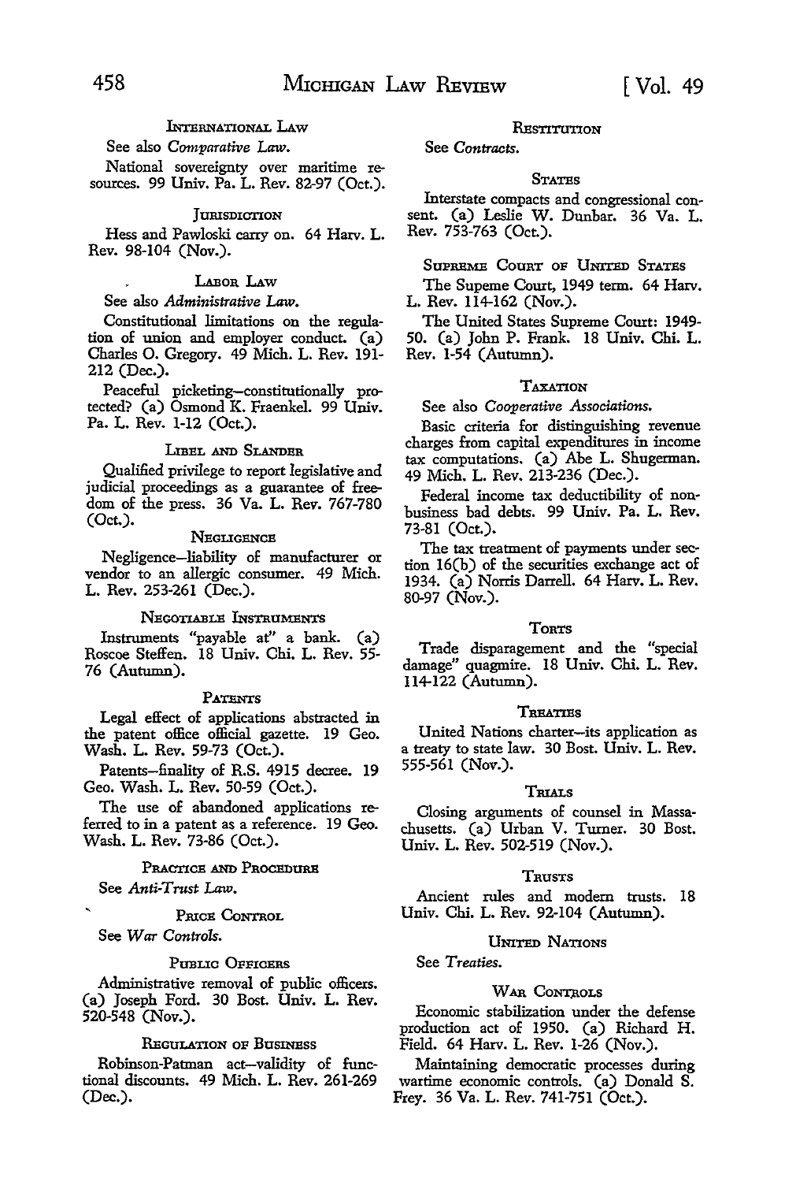#### INTERNATIONAL LAW

See also *Comparative Law.*

National sovereignty over maritime resources. 99 Univ. Pa. L. Rev. 82-97 (Oct.).

#### JURISDICTION

Hess and Pawloski carry on. 64 Harv. L. Rev. 98-104 (Nov.).

#### LABOR LAW

See also *Administrative Law.*

Constitutional limitations on the regulation of union and employer conduct. (a) Charles O. Gregory. 49 Mich. L. Rev. 191-212 (Dec.).

Peaceful picketing—constitutionally protected? (a) Osmond K. Fraenkel. 99 Univ. Pa. L. Rev. 1-12 (Oct.).

#### LIBEL AND SLANDER

Qualified privilege to report legislative and judicial proceedings as a guarantee of freedom of the press. 36 Va. L. Rev. 767-780 (Oct.).

#### NEGLIGENCE

Negligence—liability of manufacturer or vendor to an allergic consumer. 49 Mich. L. Rev. 253-261 (Dec.).

#### NEGOTIABLE INSTRUMENTS

Instruments "payable at" a bank. (a) Roscoe Steffen. 18 Univ. Chi. L. Rev. 55-76 (Autumn).

#### PATENTS

Legal effect of applications abstracted in the patent office official gazette. 19 Geo. Wash. L. Rev. 59-73 (Oct.).

Patents—finality of R.S. 4915 decree. 19 Geo. Wash. L. Rev. 50-59 (Oct.).

The use of abandoned applications referred to in a patent as a reference. 19 Geo. Wash. L. Rev. 73-86 (Oct.).

#### PRACTICE AND PROCEDURE

See *Anti-Trust Law.*

#### PRICE CONTROL

See *War Controls.*

#### PUBLIC OFFICERS

Administrative removal of public officers. (a) Joseph Ford. 30 Bost. Univ. L. Rev. 520-548 (Nov.).

#### REGULATION OF BUSINESS

Robinson-Patman act—validity of functional discounts. 49 Mich. L. Rev. 261-269 (Dec.).

#### RESTITUTION

See *Contracts.*

#### STATES

Interstate compacts and congressional consent. (a) Leslie W. Dunbar. 36 Va. L. Rev. 753-763 (Oct.).

#### SUPREME COURT OF UNITED STATES

The Supeme Court, 1949 term. 64 Harv. L. Rev. 114-162 (Nov.).

The United States Supreme Court: 1949-50. (a) John P. Frank. 18 Univ. Chi. L. Rev. 1-54 (Autumn).

#### TAXATION

See also *Cooperative Associations.*

Basic criteria for distinguishing revenue charges from capital expenditures in income tax computations. (a) Abe L. Shugerman. 49 Mich. L. Rev. 213-236 (Dec.).

Federal income tax deductibility of nonbusiness bad debts. 99 Univ. Pa. L. Rev. 73-81 (Oct.).

The tax treatment of payments under section 16(b) of the securities exchange act of 1934. (a) Norris Darrell. 64 Harv. L. Rev. 80-97 (Nov.).

#### TORTS

Trade disparagement and the "special damage" quagmire. 18 Univ. Chi. L. Rev. 114-122 (Autumn).

#### TREATIES

United Nations charter—its application as a treaty to state law. 30 Bost. Univ. L. Rev. 555-561 (Nov.).

#### TRIALS

Closing arguments of counsel in Massachusetts. (a) Urban V. Turner. 30 Bost. Univ. L. Rev. 502-519 (Nov.).

#### TRUSTS

Ancient rules and modern trusts. 18 Univ. Chi. L. Rev. 92-104 (Autumn).

#### UNITED NATIONS

See *Treaties.*

#### WAR CONTROLS

Economic stabilization under the defense production act of 1950. (a) Richard H. Field. 64 Harv. L. Rev. 1-26 (Nov.).

Maintaining democratic processes during wartime economic controls. (a) Donald S. Frey. 36 Va. L. Rev. 741-751 (Oct.).